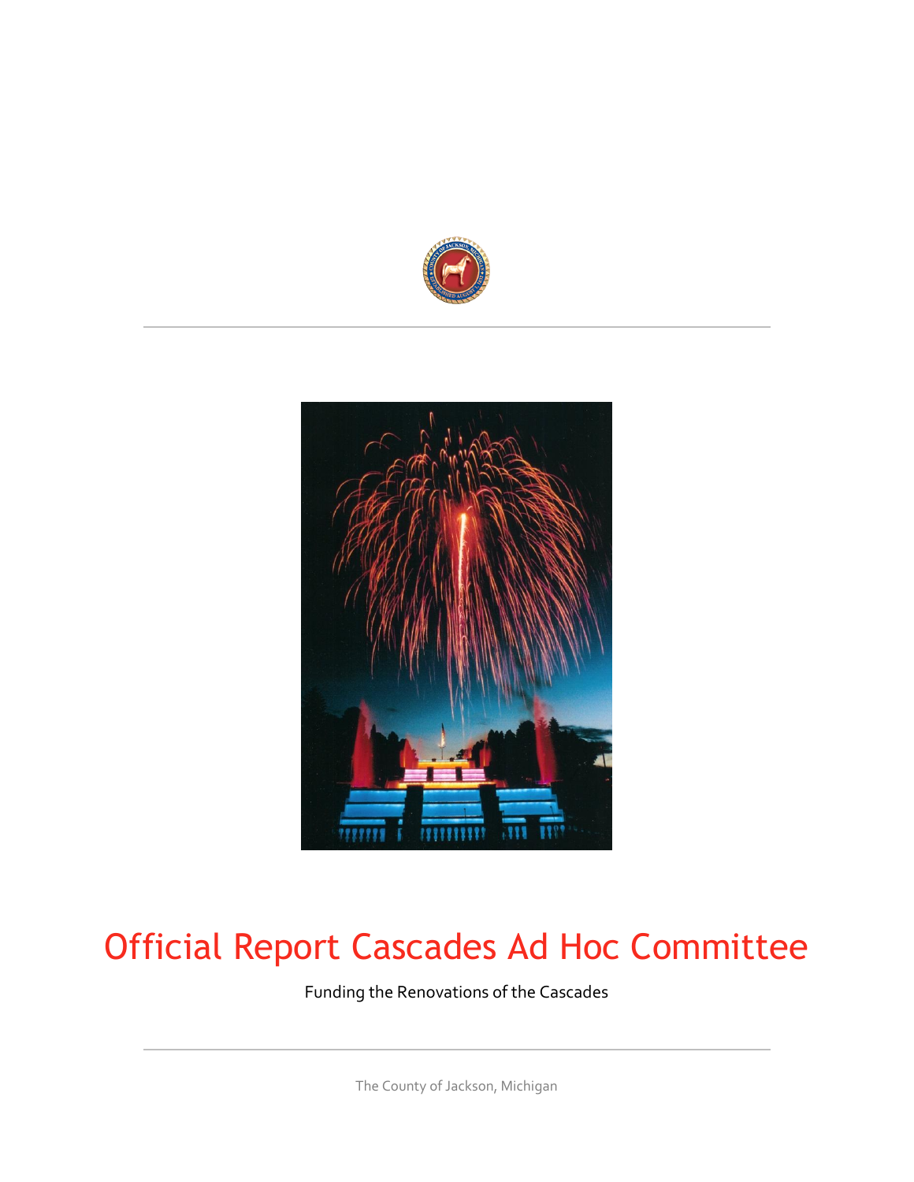# Official Report Cascades Ad Hoc Committee

Funding the Renovations of the Cascades

The County of Jackson, Michigan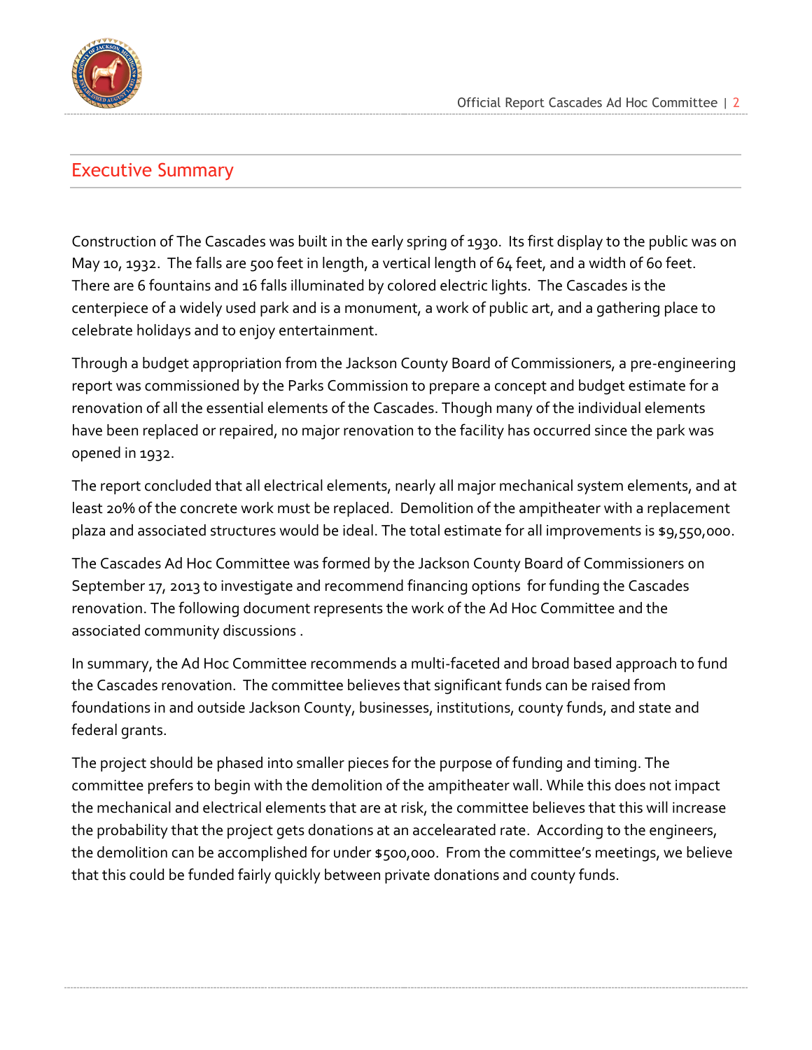## Executive Summary

Construction of The Cascades was built in the early spring of 1930. Its first display to the public was on May 10, 1932. The falls are 500 feet in length, a vertical length of 64 feet, and a width of 60 feet. There are 6 fountains and 16 falls illuminated by colored electric lights. The Cascades is the centerpiece of a widely used park and is a monument, a work of public art, and a gathering place to celebrate holidays and to enjoy entertainment.

Through a budget appropriation from the Jackson County Board of Commissioners, a pre-engineering report was commissioned by the Parks Commission to prepare a concept and budget estimate for a renovation of all the essential elements of the Cascades. Though many of the individual elements have been replaced or repaired, no major renovation to the facility has occurred since the park was opened in 1932.

The report concluded that all electrical elements, nearly all major mechanical system elements, and at least 20% of the concrete work must be replaced. Demolition of the ampitheater with a replacement plaza and associated structures would be ideal. The total estimate for all improvements is $9,550,000.

The Cascades Ad Hoc Committee was formed by the Jackson County Board of Commissioners on September 17, 2013 to investigate and recommend financing options for funding the Cascades renovation. The following document represents the work of the Ad Hoc Committee and the associated community discussions .

In summary, the Ad Hoc Committee recommends a multi-faceted and broad based approach to fund the Cascades renovation. The committee believes that significant funds can be raised from foundations in and outside Jackson County, businesses, institutions, county funds, and state and federal grants.

The project should be phased into smaller pieces for the purpose of funding and timing. The committee prefers to begin with the demolition of the ampitheater wall. While this does not impact the mechanical and electrical elements that are at risk, the committee believes that this will increase the probability that the project gets donations at an accelearated rate. According to the engineers, the demolition can be accomplished for under $500,000. From the committee's meetings, we believe that this could be funded fairly quickly between private donations and county funds.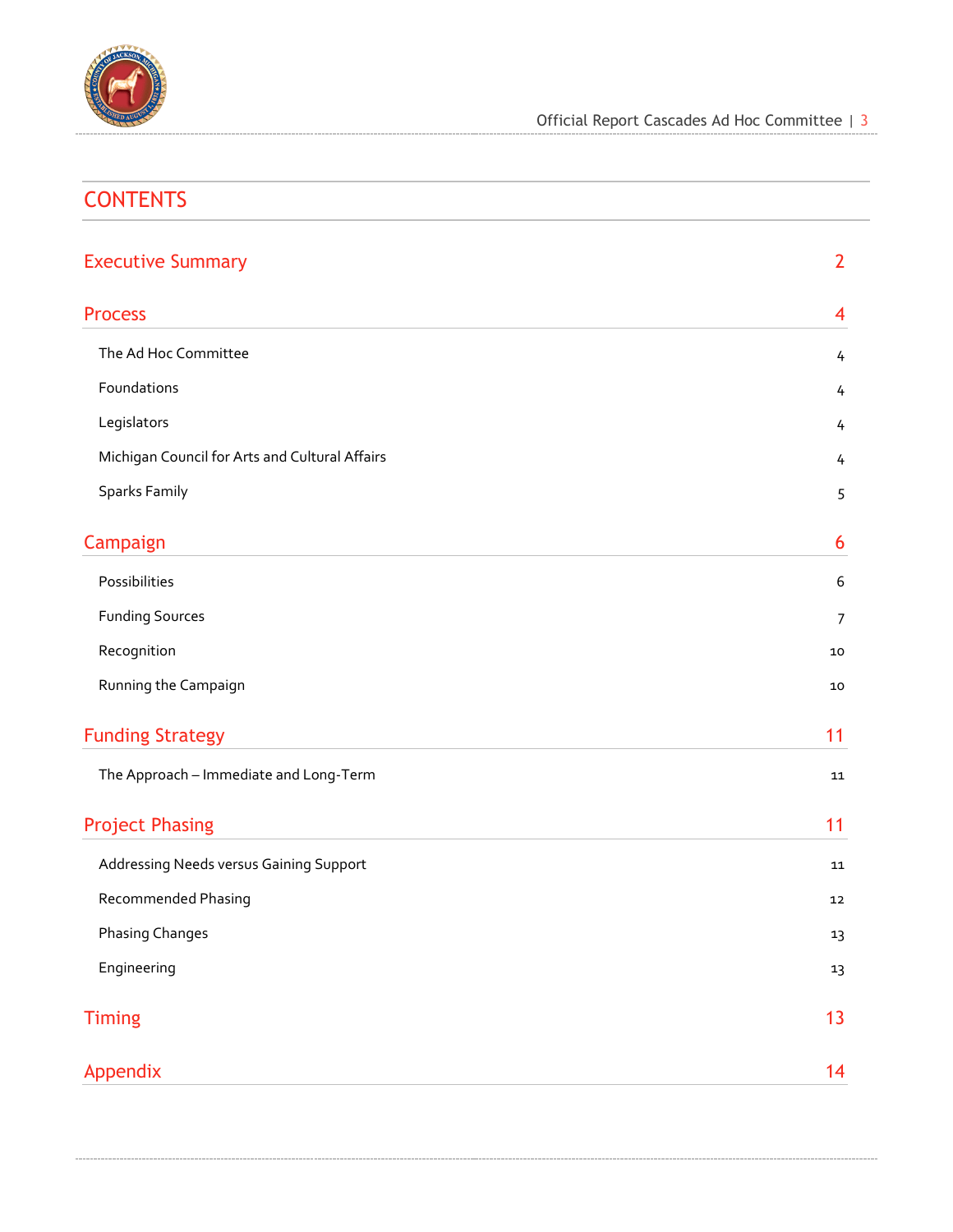# CONTENTS

| | |
|---|---|
| **Executive Summary** | **2** |
| **Process** | **4** |
| The Ad Hoc Committee | 4 |
| Foundations | 4 |
| Legislators | 4 |
| Michigan Council for Arts and Cultural Affairs | 4 |
| Sparks Family | 5 |
| **Campaign** | **6** |
| Possibilities | 6 |
| Funding Sources | 7 |
| Recognition | 10 |
| Running the Campaign | 10 |
| **Funding Strategy** | **11** |
| The Approach – Immediate and Long-Term | 11 |
| **Project Phasing** | **11** |
| Addressing Needs versus Gaining Support | 11 |
| Recommended Phasing | 12 |
| Phasing Changes | 13 |
| Engineering | 13 |
| **Timing** | **13** |
| **Appendix** | **14** |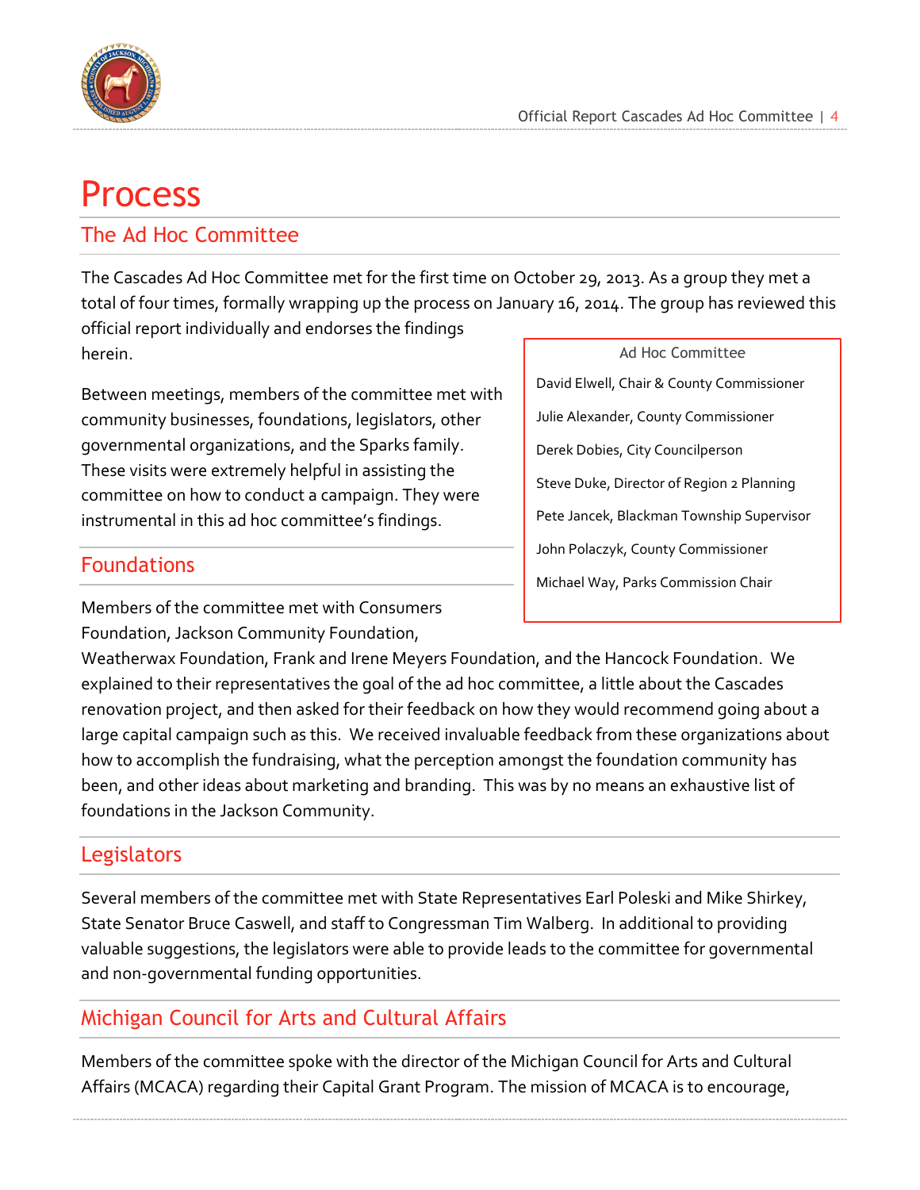# Process

## The Ad Hoc Committee

The Cascades Ad Hoc Committee met for the first time on October 29, 2013. As a group they met a total of four times, formally wrapping up the process on January 16, 2014. The group has reviewed this official report individually and endorses the findings herein.

Between meetings, members of the committee met with community businesses, foundations, legislators, other governmental organizations, and the Sparks family. These visits were extremely helpful in assisting the committee on how to conduct a campaign. They were instrumental in this ad hoc committee's findings.

> **Ad Hoc Committee**
>
> David Elwell, Chair & County Commissioner
>
> Julie Alexander, County Commissioner
>
> Derek Dobies, City Councilperson
>
> Steve Duke, Director of Region 2 Planning
>
> Pete Jancek, Blackman Township Supervisor
>
> John Polaczyk, County Commissioner
>
> Michael Way, Parks Commission Chair

## Foundations

Members of the committee met with Consumers Foundation, Jackson Community Foundation, Weatherwax Foundation, Frank and Irene Meyers Foundation, and the Hancock Foundation. We explained to their representatives the goal of the ad hoc committee, a little about the Cascades renovation project, and then asked for their feedback on how they would recommend going about a large capital campaign such as this. We received invaluable feedback from these organizations about how to accomplish the fundraising, what the perception amongst the foundation community has been, and other ideas about marketing and branding. This was by no means an exhaustive list of foundations in the Jackson Community.

## Legislators

Several members of the committee met with State Representatives Earl Poleski and Mike Shirkey, State Senator Bruce Caswell, and staff to Congressman Tim Walberg. In additional to providing valuable suggestions, the legislators were able to provide leads to the committee for governmental and non-governmental funding opportunities.

## Michigan Council for Arts and Cultural Affairs

Members of the committee spoke with the director of the Michigan Council for Arts and Cultural Affairs (MCACA) regarding their Capital Grant Program. The mission of MCACA is to encourage,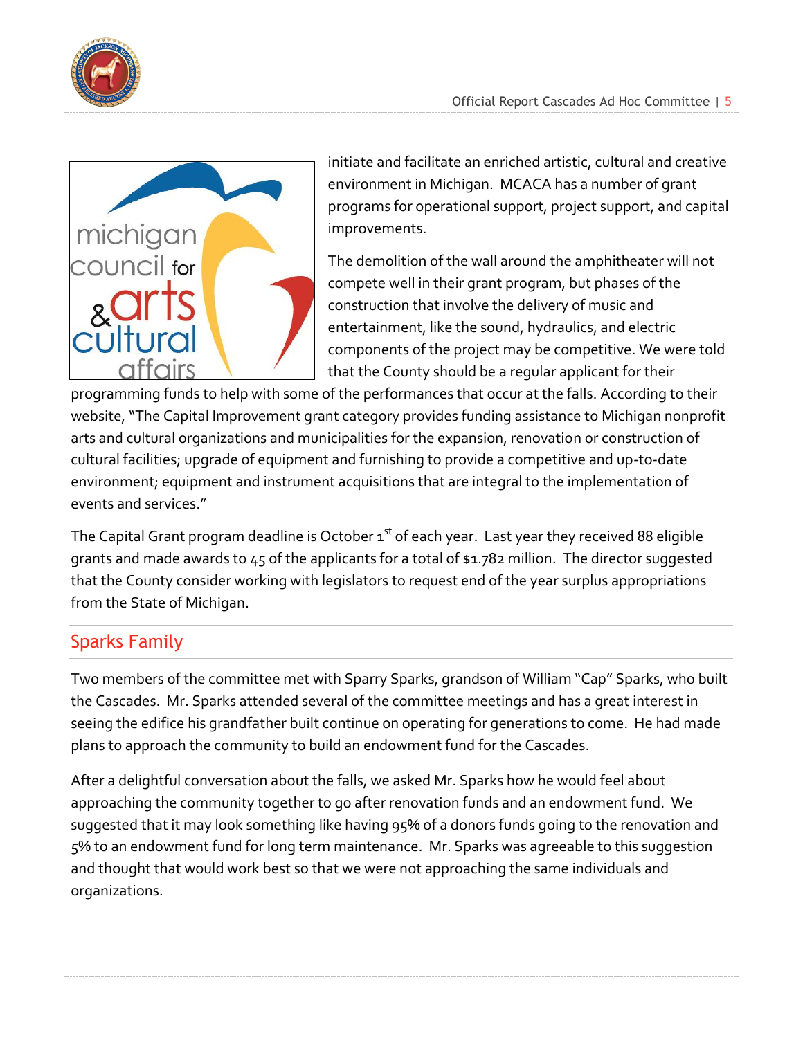initiate and facilitate an enriched artistic, cultural and creative environment in Michigan. MCACA has a number of grant programs for operational support, project support, and capital improvements.

The demolition of the wall around the amphitheater will not compete well in their grant program, but phases of the construction that involve the delivery of music and entertainment, like the sound, hydraulics, and electric components of the project may be competitive. We were told that the County should be a regular applicant for their programming funds to help with some of the performances that occur at the falls. According to their website, "The Capital Improvement grant category provides funding assistance to Michigan nonprofit arts and cultural organizations and municipalities for the expansion, renovation or construction of cultural facilities; upgrade of equipment and furnishing to provide a competitive and up-to-date environment; equipment and instrument acquisitions that are integral to the implementation of events and services."

The Capital Grant program deadline is October 1st of each year. Last year they received 88 eligible grants and made awards to 45 of the applicants for a total of $1.782 million. The director suggested that the County consider working with legislators to request end of the year surplus appropriations from the State of Michigan.

## Sparks Family

Two members of the committee met with Sparry Sparks, grandson of William "Cap" Sparks, who built the Cascades. Mr. Sparks attended several of the committee meetings and has a great interest in seeing the edifice his grandfather built continue on operating for generations to come. He had made plans to approach the community to build an endowment fund for the Cascades.

After a delightful conversation about the falls, we asked Mr. Sparks how he would feel about approaching the community together to go after renovation funds and an endowment fund. We suggested that it may look something like having 95% of a donors funds going to the renovation and 5% to an endowment fund for long term maintenance. Mr. Sparks was agreeable to this suggestion and thought that would work best so that we were not approaching the same individuals and organizations.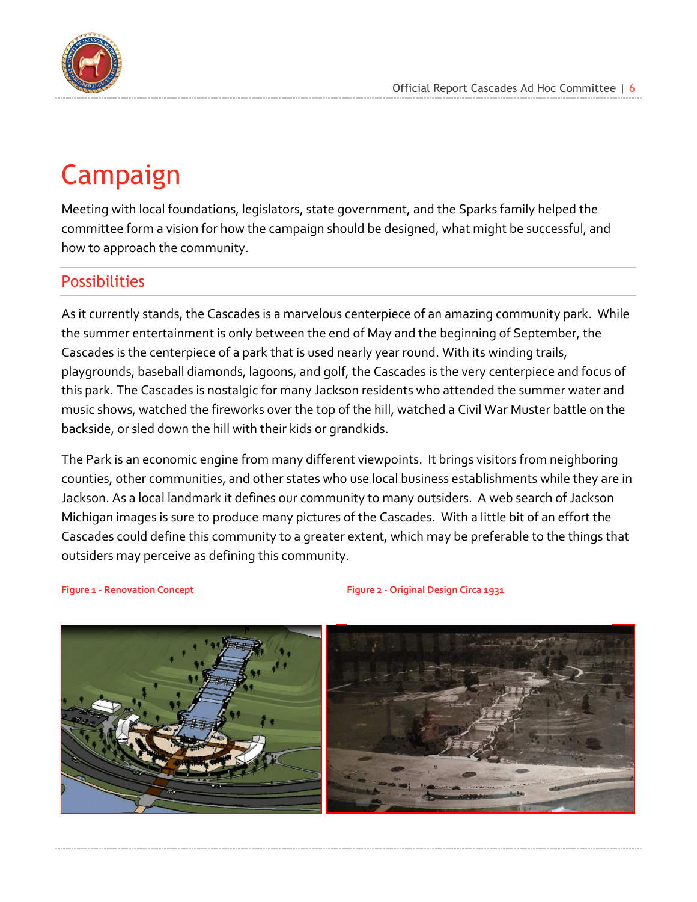# Campaign

Meeting with local foundations, legislators, state government, and the Sparks family helped the committee form a vision for how the campaign should be designed, what might be successful, and how to approach the community.

## Possibilities

As it currently stands, the Cascades is a marvelous centerpiece of an amazing community park. While the summer entertainment is only between the end of May and the beginning of September, the Cascades is the centerpiece of a park that is used nearly year round. With its winding trails, playgrounds, baseball diamonds, lagoons, and golf, the Cascades is the very centerpiece and focus of this park. The Cascades is nostalgic for many Jackson residents who attended the summer water and music shows, watched the fireworks over the top of the hill, watched a Civil War Muster battle on the backside, or sled down the hill with their kids or grandkids.

The Park is an economic engine from many different viewpoints. It brings visitors from neighboring counties, other communities, and other states who use local business establishments while they are in Jackson. As a local landmark it defines our community to many outsiders. A web search of Jackson Michigan images is sure to produce many pictures of the Cascades. With a little bit of an effort the Cascades could define this community to a greater extent, which may be preferable to the things that outsiders may perceive as defining this community.

**Figure 1 - Renovation Concept**

**Figure 2 - Original Design Circa 1931**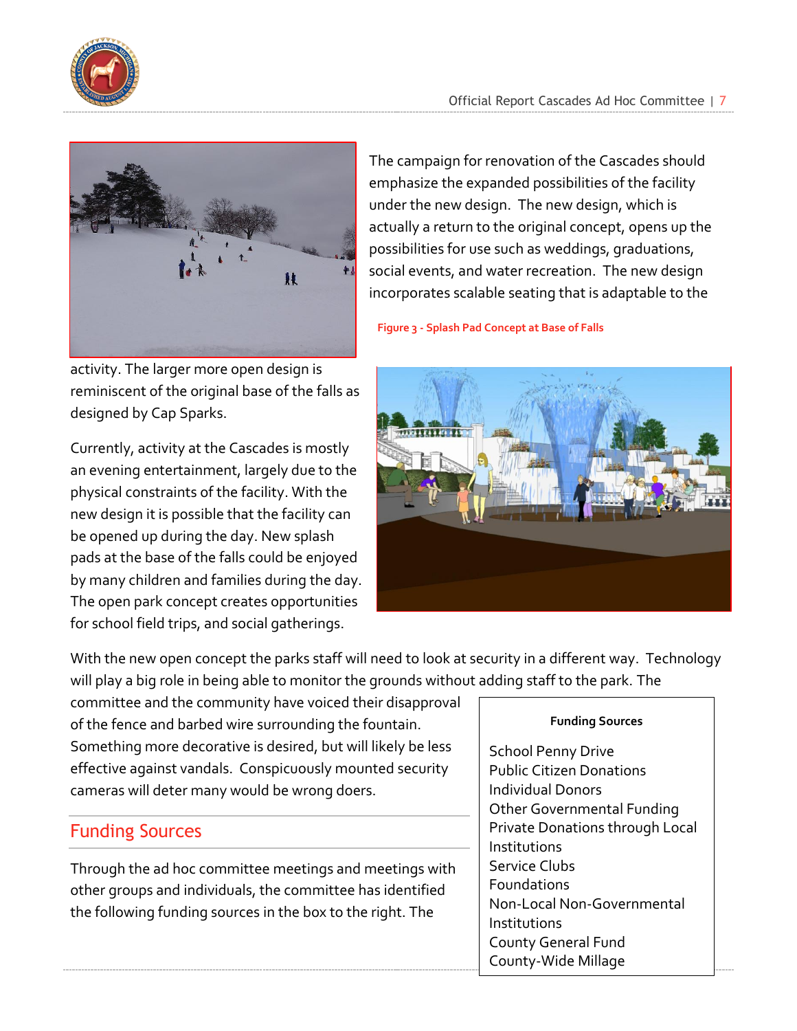The campaign for renovation of the Cascades should emphasize the expanded possibilities of the facility under the new design. The new design, which is actually a return to the original concept, opens up the possibilities for use such as weddings, graduations, social events, and water recreation. The new design incorporates scalable seating that is adaptable to the activity. The larger more open design is reminiscent of the original base of the falls as designed by Cap Sparks.

Figure 3 - Splash Pad Concept at Base of Falls

Currently, activity at the Cascades is mostly an evening entertainment, largely due to the physical constraints of the facility. With the new design it is possible that the facility can be opened up during the day. New splash pads at the base of the falls could be enjoyed by many children and families during the day. The open park concept creates opportunities for school field trips, and social gatherings.

With the new open concept the parks staff will need to look at security in a different way. Technology will play a big role in being able to monitor the grounds without adding staff to the park. The committee and the community have voiced their disapproval of the fence and barbed wire surrounding the fountain. Something more decorative is desired, but will likely be less effective against vandals. Conspicuously mounted security cameras will deter many would be wrong doers.

## Funding Sources

Through the ad hoc committee meetings and meetings with other groups and individuals, the committee has identified the following funding sources in the box to the right. The

**Funding Sources**

- School Penny Drive
- Public Citizen Donations
- Individual Donors
- Other Governmental Funding
- Private Donations through Local Institutions
- Service Clubs
- Foundations
- Non-Local Non-Governmental Institutions
- County General Fund
- County-Wide Millage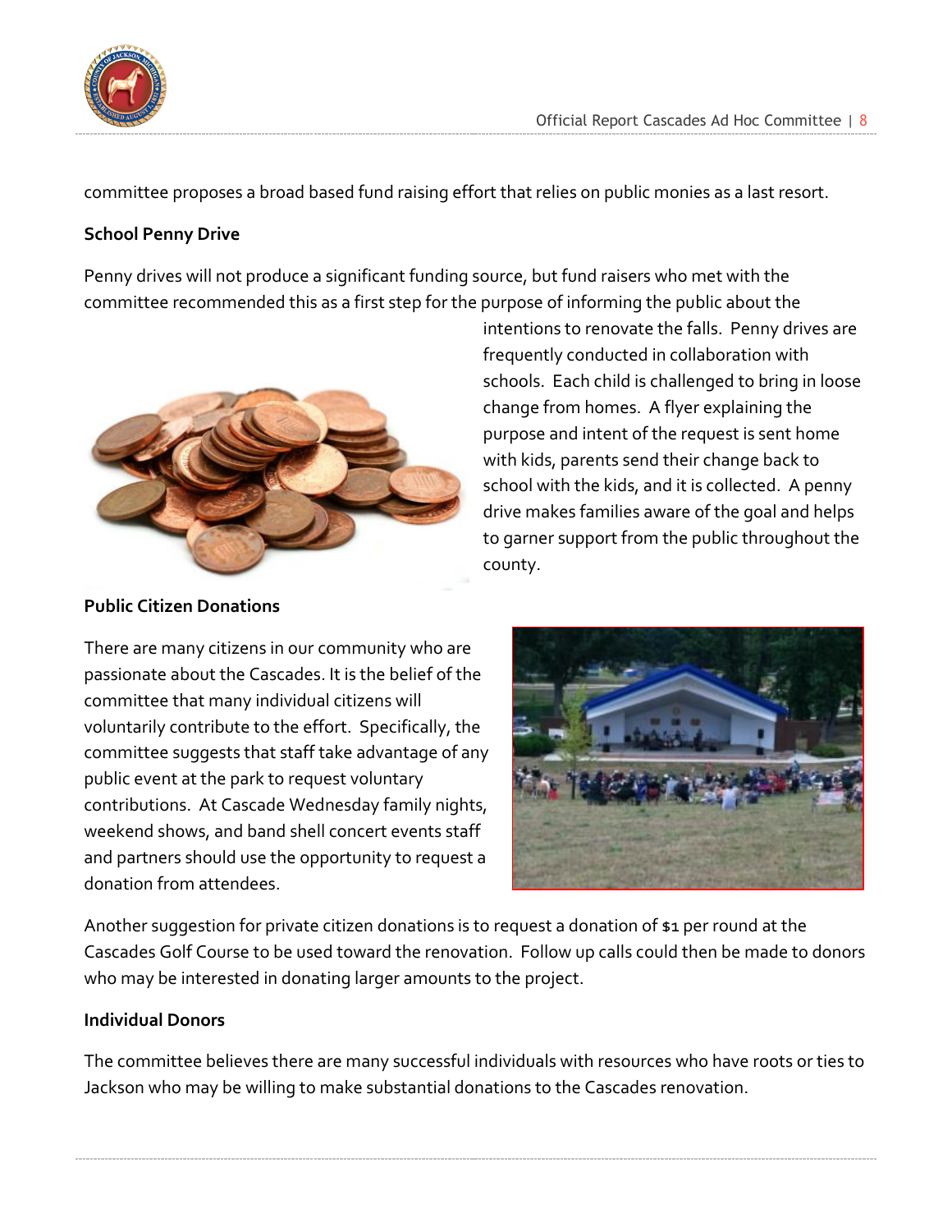committee proposes a broad based fund raising effort that relies on public monies as a last resort.

**School Penny Drive**

Penny drives will not produce a significant funding source, but fund raisers who met with the committee recommended this as a first step for the purpose of informing the public about the intentions to renovate the falls. Penny drives are frequently conducted in collaboration with schools. Each child is challenged to bring in loose change from homes. A flyer explaining the purpose and intent of the request is sent home with kids, parents send their change back to school with the kids, and it is collected. A penny drive makes families aware of the goal and helps to garner support from the public throughout the county.

**Public Citizen Donations**

There are many citizens in our community who are passionate about the Cascades. It is the belief of the committee that many individual citizens will voluntarily contribute to the effort. Specifically, the committee suggests that staff take advantage of any public event at the park to request voluntary contributions. At Cascade Wednesday family nights, weekend shows, and band shell concert events staff and partners should use the opportunity to request a donation from attendees.

Another suggestion for private citizen donations is to request a donation of $1 per round at the Cascades Golf Course to be used toward the renovation. Follow up calls could then be made to donors who may be interested in donating larger amounts to the project.

**Individual Donors**

The committee believes there are many successful individuals with resources who have roots or ties to Jackson who may be willing to make substantial donations to the Cascades renovation.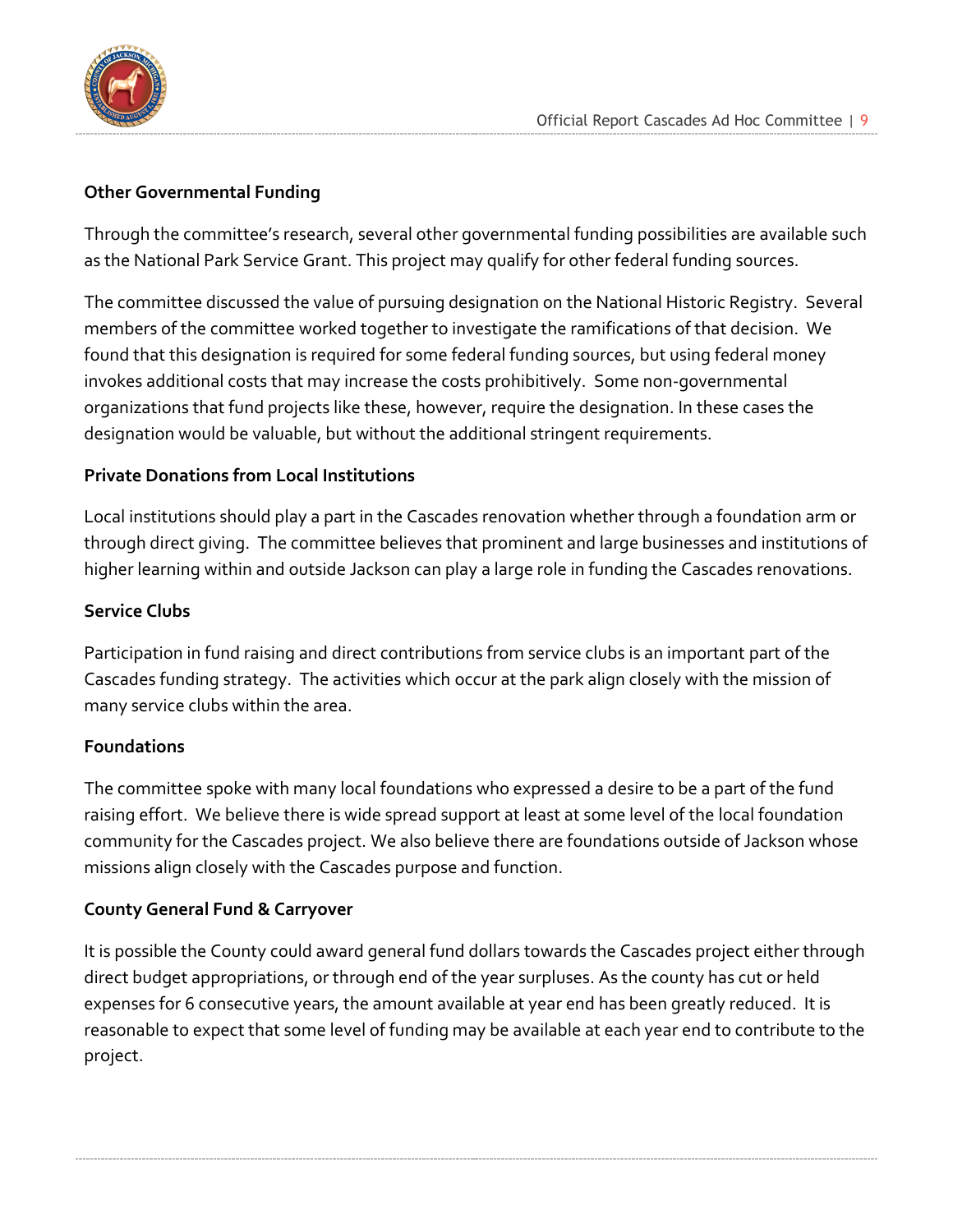**Other Governmental Funding**

Through the committee's research, several other governmental funding possibilities are available such as the National Park Service Grant. This project may qualify for other federal funding sources.

The committee discussed the value of pursuing designation on the National Historic Registry. Several members of the committee worked together to investigate the ramifications of that decision. We found that this designation is required for some federal funding sources, but using federal money invokes additional costs that may increase the costs prohibitively. Some non-governmental organizations that fund projects like these, however, require the designation. In these cases the designation would be valuable, but without the additional stringent requirements.

**Private Donations from Local Institutions**

Local institutions should play a part in the Cascades renovation whether through a foundation arm or through direct giving. The committee believes that prominent and large businesses and institutions of higher learning within and outside Jackson can play a large role in funding the Cascades renovations.

**Service Clubs**

Participation in fund raising and direct contributions from service clubs is an important part of the Cascades funding strategy. The activities which occur at the park align closely with the mission of many service clubs within the area.

**Foundations**

The committee spoke with many local foundations who expressed a desire to be a part of the fund raising effort. We believe there is wide spread support at least at some level of the local foundation community for the Cascades project. We also believe there are foundations outside of Jackson whose missions align closely with the Cascades purpose and function.

**County General Fund & Carryover**

It is possible the County could award general fund dollars towards the Cascades project either through direct budget appropriations, or through end of the year surpluses. As the county has cut or held expenses for 6 consecutive years, the amount available at year end has been greatly reduced. It is reasonable to expect that some level of funding may be available at each year end to contribute to the project.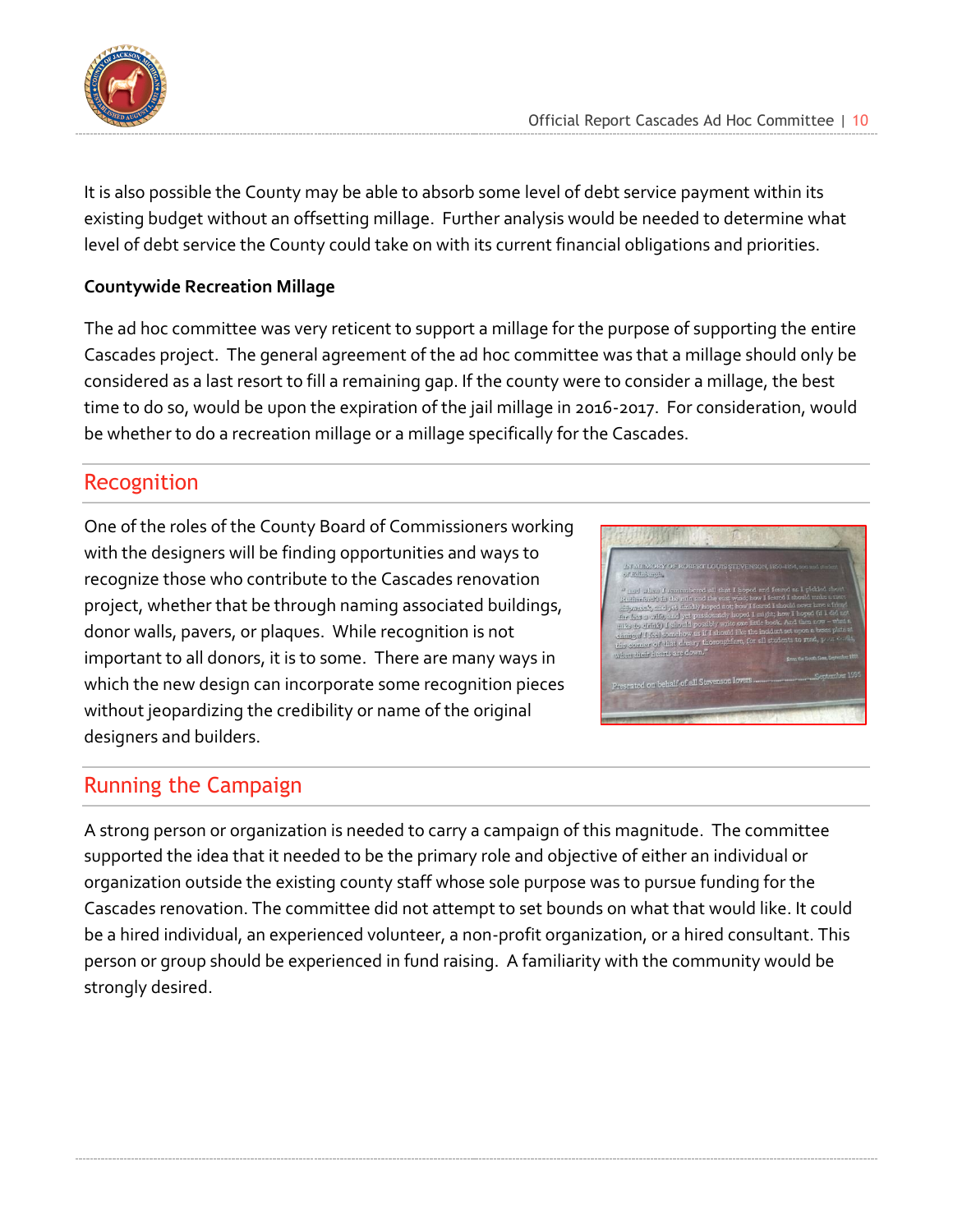It is also possible the County may be able to absorb some level of debt service payment within its existing budget without an offsetting millage. Further analysis would be needed to determine what level of debt service the County could take on with its current financial obligations and priorities.

**Countywide Recreation Millage**

The ad hoc committee was very reticent to support a millage for the purpose of supporting the entire Cascades project. The general agreement of the ad hoc committee was that a millage should only be considered as a last resort to fill a remaining gap. If the county were to consider a millage, the best time to do so, would be upon the expiration of the jail millage in 2016-2017. For consideration, would be whether to do a recreation millage or a millage specifically for the Cascades.

## Recognition

One of the roles of the County Board of Commissioners working with the designers will be finding opportunities and ways to recognize those who contribute to the Cascades renovation project, whether that be through naming associated buildings, donor walls, pavers, or plaques. While recognition is not important to all donors, it is to some. There are many ways in which the new design can incorporate some recognition pieces without jeopardizing the credibility or name of the original designers and builders.

## Running the Campaign

A strong person or organization is needed to carry a campaign of this magnitude. The committee supported the idea that it needed to be the primary role and objective of either an individual or organization outside the existing county staff whose sole purpose was to pursue funding for the Cascades renovation. The committee did not attempt to set bounds on what that would like. It could be a hired individual, an experienced volunteer, a non-profit organization, or a hired consultant. This person or group should be experienced in fund raising. A familiarity with the community would be strongly desired.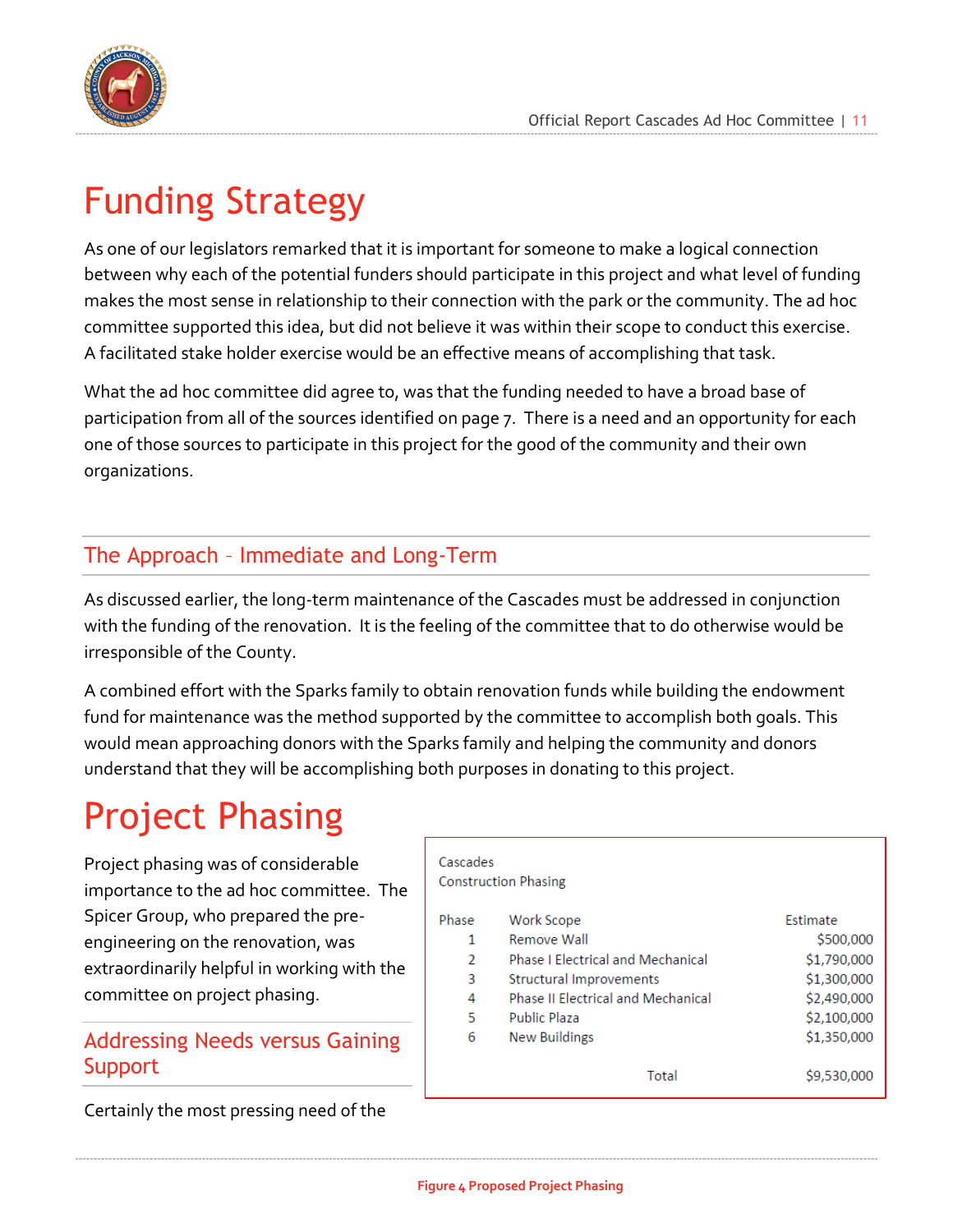# Funding Strategy

As one of our legislators remarked that it is important for someone to make a logical connection between why each of the potential funders should participate in this project and what level of funding makes the most sense in relationship to their connection with the park or the community. The ad hoc committee supported this idea, but did not believe it was within their scope to conduct this exercise. A facilitated stake holder exercise would be an effective means of accomplishing that task.

What the ad hoc committee did agree to, was that the funding needed to have a broad base of participation from all of the sources identified on page 7. There is a need and an opportunity for each one of those sources to participate in this project for the good of the community and their own organizations.

## The Approach – Immediate and Long-Term

As discussed earlier, the long-term maintenance of the Cascades must be addressed in conjunction with the funding of the renovation. It is the feeling of the committee that to do otherwise would be irresponsible of the County.

A combined effort with the Sparks family to obtain renovation funds while building the endowment fund for maintenance was the method supported by the committee to accomplish both goals. This would mean approaching donors with the Sparks family and helping the community and donors understand that they will be accomplishing both purposes in donating to this project.

# Project Phasing

Project phasing was of considerable importance to the ad hoc committee. The Spicer Group, who prepared the pre-engineering on the renovation, was extraordinarily helpful in working with the committee on project phasing.

Cascades
Construction Phasing

| Phase | Work Scope | Estimate |
|---|---|---|
| 1 | Remove Wall | $500,000 |
| 2 | Phase I Electrical and Mechanical | $1,790,000 |
| 3 | Structural Improvements | $1,300,000 |
| 4 | Phase II Electrical and Mechanical | $2,490,000 |
| 5 | Public Plaza | $2,100,000 |
| 6 | New Buildings | $1,350,000 |
| | Total | $9,530,000 |

Figure 4 Proposed Project Phasing

## Addressing Needs versus Gaining Support

Certainly the most pressing need of the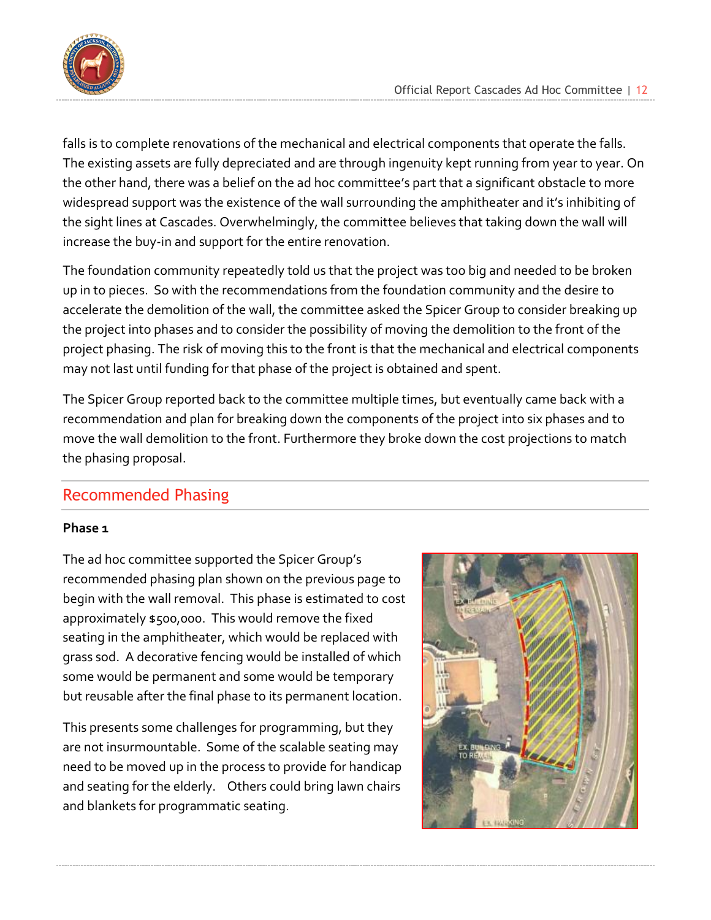falls is to complete renovations of the mechanical and electrical components that operate the falls. The existing assets are fully depreciated and are through ingenuity kept running from year to year. On the other hand, there was a belief on the ad hoc committee's part that a significant obstacle to more widespread support was the existence of the wall surrounding the amphitheater and it's inhibiting of the sight lines at Cascades. Overwhelmingly, the committee believes that taking down the wall will increase the buy-in and support for the entire renovation.

The foundation community repeatedly told us that the project was too big and needed to be broken up in to pieces. So with the recommendations from the foundation community and the desire to accelerate the demolition of the wall, the committee asked the Spicer Group to consider breaking up the project into phases and to consider the possibility of moving the demolition to the front of the project phasing. The risk of moving this to the front is that the mechanical and electrical components may not last until funding for that phase of the project is obtained and spent.

The Spicer Group reported back to the committee multiple times, but eventually came back with a recommendation and plan for breaking down the components of the project into six phases and to move the wall demolition to the front. Furthermore they broke down the cost projections to match the phasing proposal.

## Recommended Phasing

**Phase 1**

The ad hoc committee supported the Spicer Group's recommended phasing plan shown on the previous page to begin with the wall removal. This phase is estimated to cost approximately $500,000. This would remove the fixed seating in the amphitheater, which would be replaced with grass sod. A decorative fencing would be installed of which some would be permanent and some would be temporary but reusable after the final phase to its permanent location.

This presents some challenges for programming, but they are not insurmountable. Some of the scalable seating may need to be moved up in the process to provide for handicap and seating for the elderly. Others could bring lawn chairs and blankets for programmatic seating.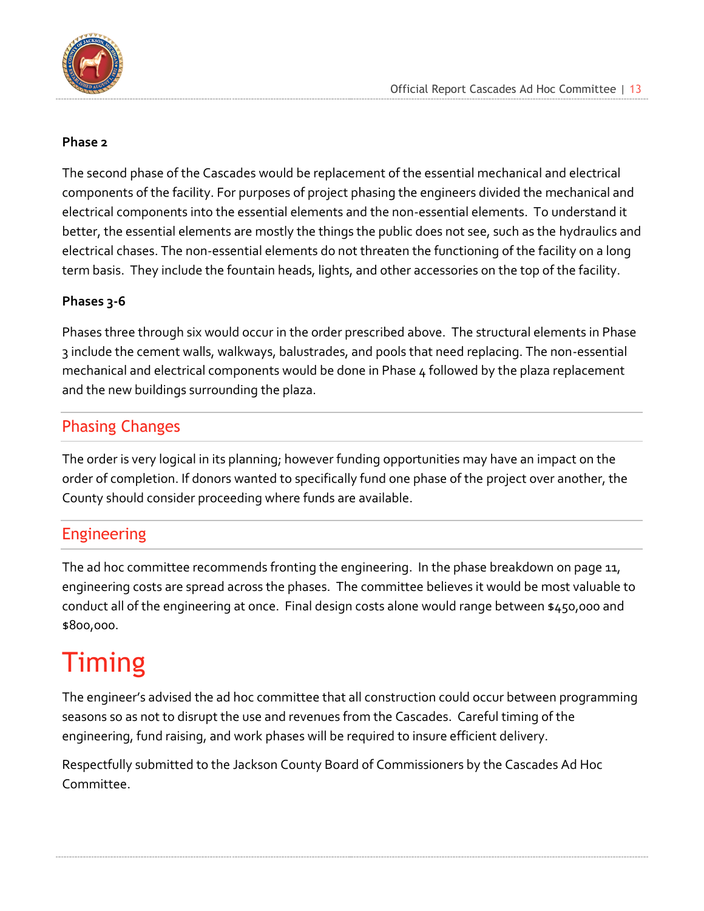**Phase 2**

The second phase of the Cascades would be replacement of the essential mechanical and electrical components of the facility. For purposes of project phasing the engineers divided the mechanical and electrical components into the essential elements and the non-essential elements. To understand it better, the essential elements are mostly the things the public does not see, such as the hydraulics and electrical chases. The non-essential elements do not threaten the functioning of the facility on a long term basis. They include the fountain heads, lights, and other accessories on the top of the facility.

**Phases 3-6**

Phases three through six would occur in the order prescribed above. The structural elements in Phase 3 include the cement walls, walkways, balustrades, and pools that need replacing. The non-essential mechanical and electrical components would be done in Phase 4 followed by the plaza replacement and the new buildings surrounding the plaza.

## Phasing Changes

The order is very logical in its planning; however funding opportunities may have an impact on the order of completion. If donors wanted to specifically fund one phase of the project over another, the County should consider proceeding where funds are available.

## Engineering

The ad hoc committee recommends fronting the engineering. In the phase breakdown on page 11, engineering costs are spread across the phases. The committee believes it would be most valuable to conduct all of the engineering at once. Final design costs alone would range between $450,000 and $800,000.

# Timing

The engineer's advised the ad hoc committee that all construction could occur between programming seasons so as not to disrupt the use and revenues from the Cascades. Careful timing of the engineering, fund raising, and work phases will be required to insure efficient delivery.

Respectfully submitted to the Jackson County Board of Commissioners by the Cascades Ad Hoc Committee.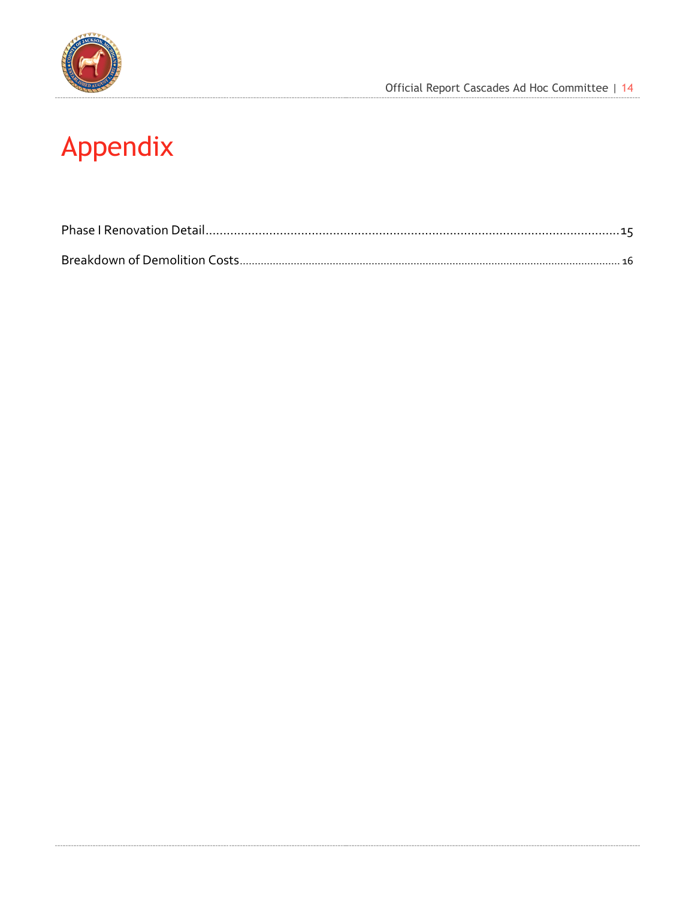# Appendix

Phase I Renovation Detail....................................................................................................................15

Breakdown of Demolition Costs...........................................................................................................16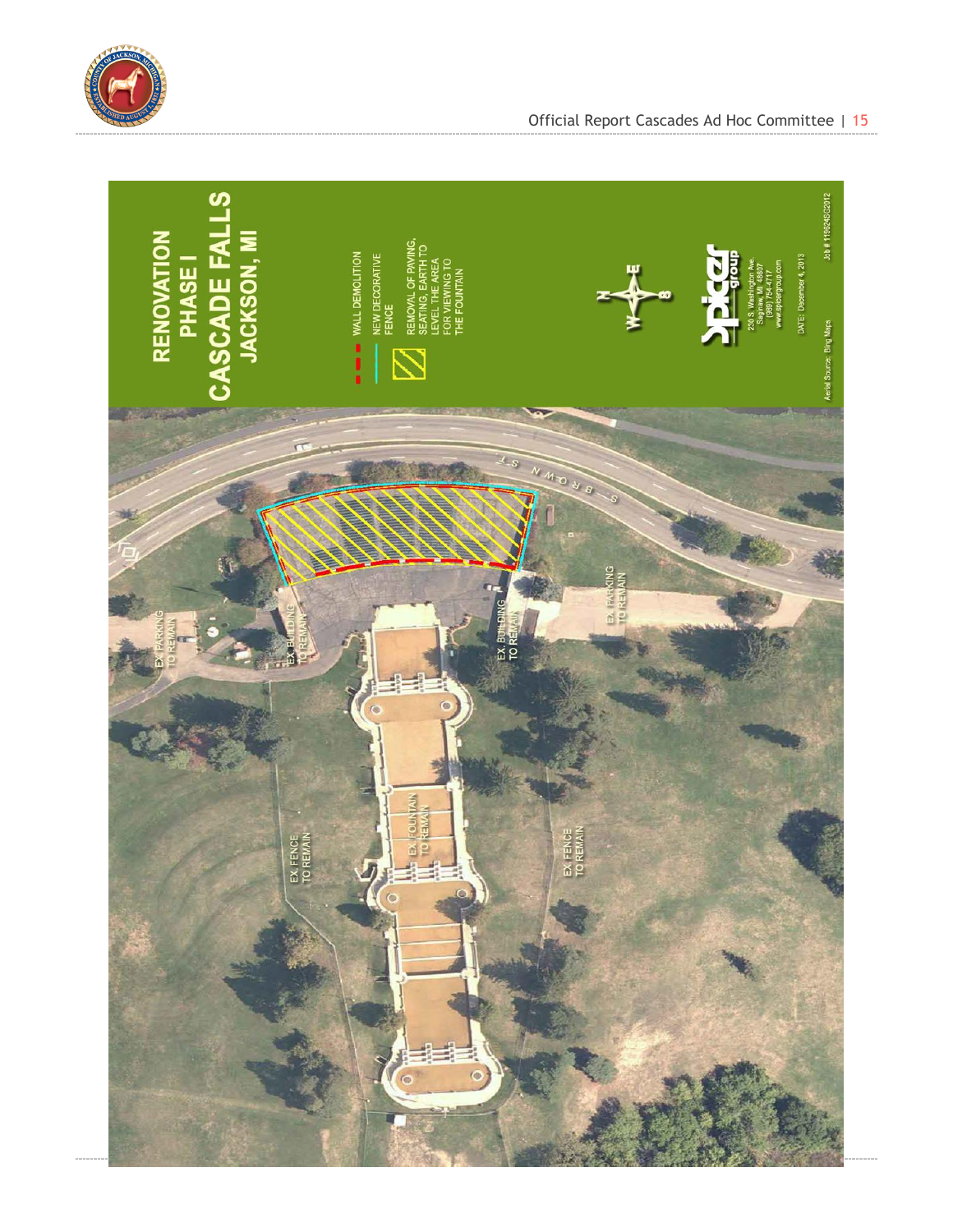# RENOVATION PHASE I
# CASCADE FALLS
## JACKSON, MI

- WALL DEMOLITION
- NEW DECORATIVE FENCE
- REMOVAL OF PAVING, SEATING, EARTH TO LEVEL THE AREA FOR VIEWING TO THE FOUNTAIN

Spicer group
230 S. Washington Ave.
Saginaw, MI 48607
(989) 754-4717
www.spicergroup.com

DATE: December 4, 2013

Aerial Source: Bing Maps

Job # 119624SG2012

EX. PARKING TO REMAIN

EX. BUILDING TO REMAIN

EX. BUILDING TO REMAIN

EX. PARKING TO REMAIN

EX. FOUNTAIN TO REMAIN

EX. FENCE TO REMAIN

EX. FENCE TO REMAIN

S. BROWN ST.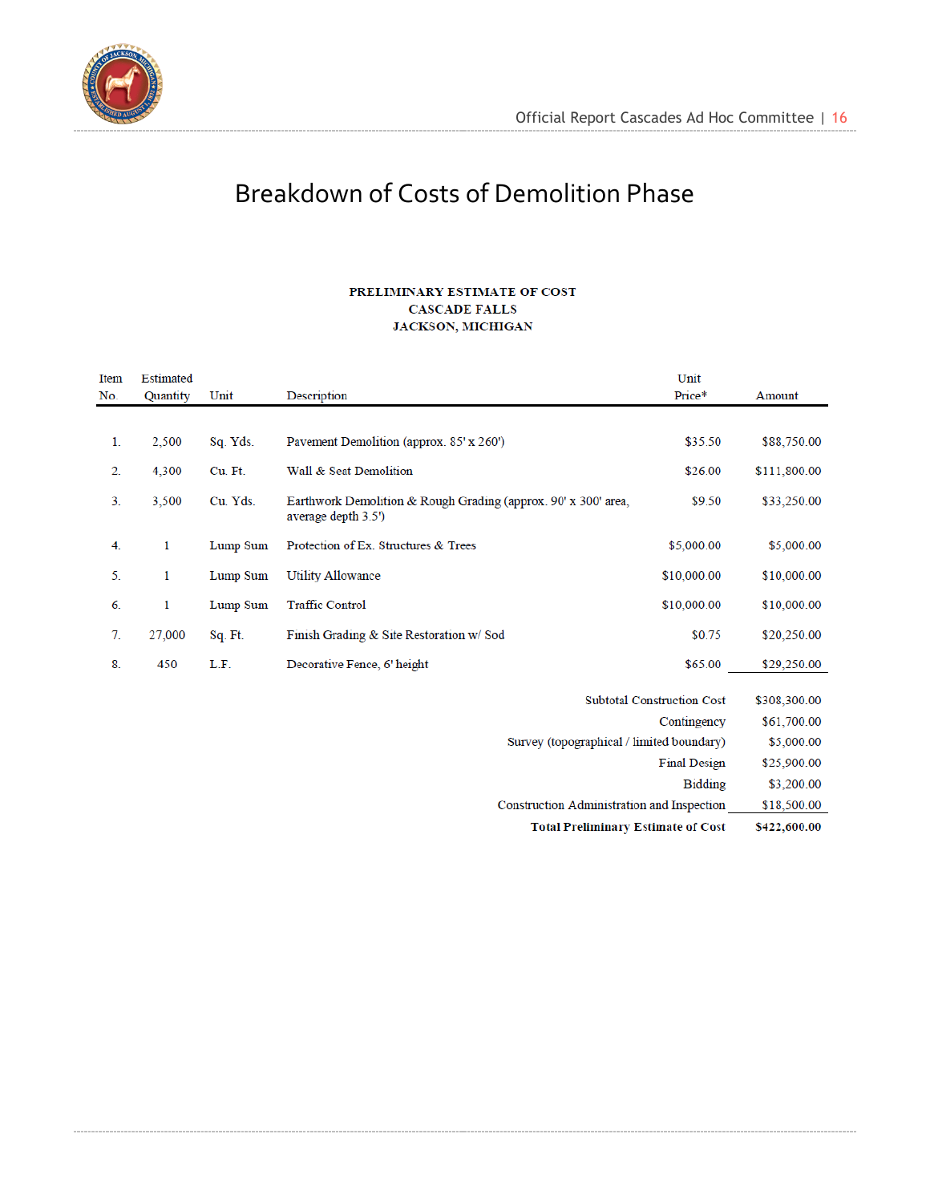# Breakdown of Costs of Demolition Phase

**PRELIMINARY ESTIMATE OF COST**
**CASCADE FALLS**
**JACKSON, MICHIGAN**

| Item No. | Estimated Quantity | Unit | Description | Unit Price* | Amount |
|---|---|---|---|---|---|
| 1. | 2,500 | Sq. Yds. | Pavement Demolition (approx. 85' x 260') | $35.50 | $88,750.00 |
| 2. | 4,300 | Cu. Ft. | Wall & Seat Demolition | $26.00 | $111,800.00 |
| 3. | 3,500 | Cu. Yds. | Earthwork Demolition & Rough Grading (approx. 90' x 300' area, average depth 3.5') | $9.50 | $33,250.00 |
| 4. | 1 | Lump Sum | Protection of Ex. Structures & Trees | $5,000.00 | $5,000.00 |
| 5. | 1 | Lump Sum | Utility Allowance | $10,000.00 | $10,000.00 |
| 6. | 1 | Lump Sum | Traffic Control | $10,000.00 | $10,000.00 |
| 7. | 27,000 | Sq. Ft. | Finish Grading & Site Restoration w/ Sod | $0.75 | $20,250.00 |
| 8. | 450 | L.F. | Decorative Fence, 6' height | $65.00 | $29,250.00 |
| | | | | Subtotal Construction Cost | $308,300.00 |
| | | | | Contingency | $61,700.00 |
| | | | | Survey (topographical / limited boundary) | $5,000.00 |
| | | | | Final Design | $25,900.00 |
| | | | | Bidding | $3,200.00 |
| | | | | Construction Administration and Inspection | $18,500.00 |
| | | | | **Total Preliminary Estimate of Cost** | **$422,600.00** |